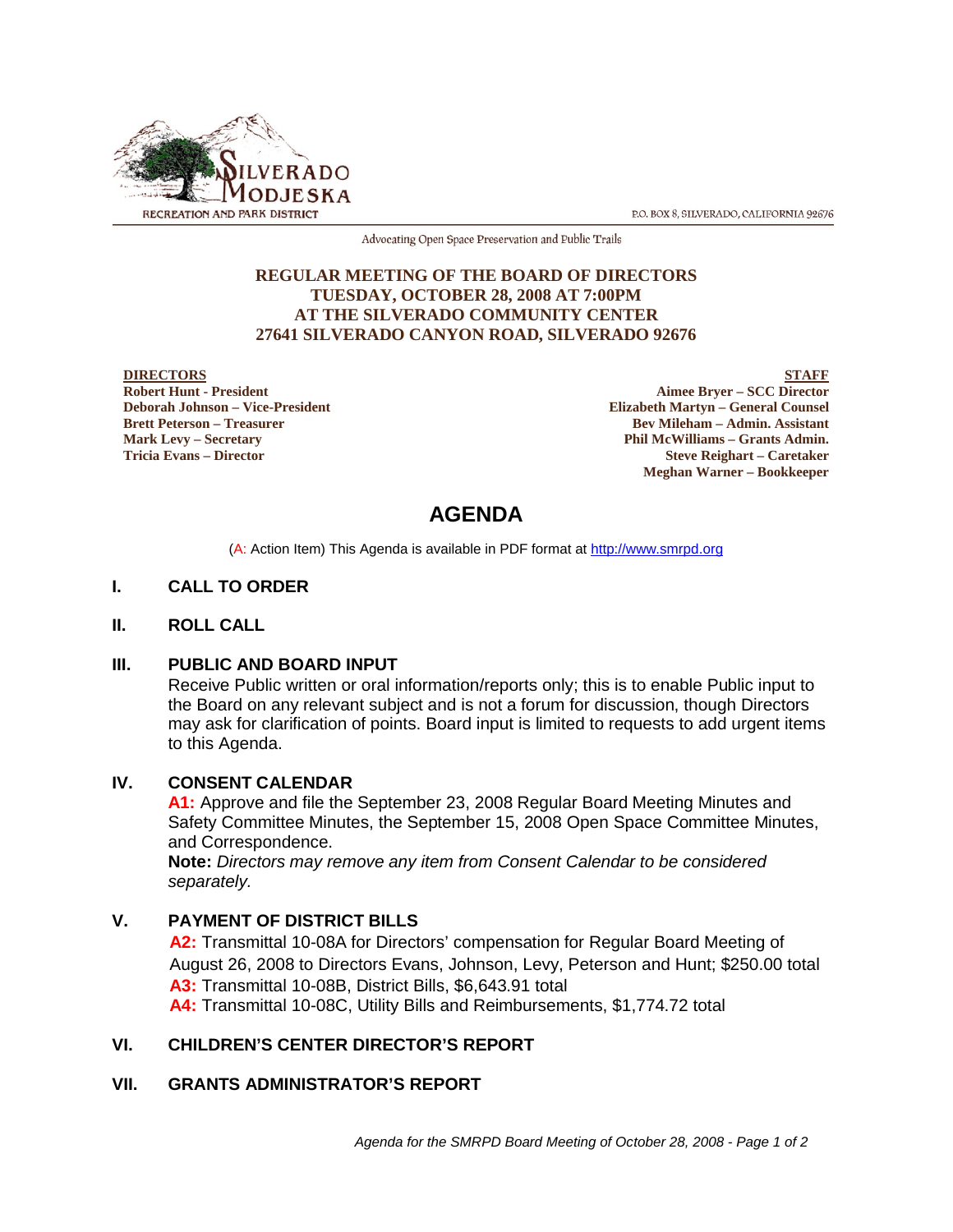SILVERADO MODJESKA RECREATION AND PARK DISTRICT

P.O. BOX 8, SILVERADO, CALIFORNIA 92676

Advocating Open Space Preservation and Public Trails

**REGULAR MEETING OF THE BOARD OF DIRECTORS**
**TUESDAY, OCTOBER 28, 2008 AT 7:00PM**
**AT THE SILVERADO COMMUNITY CENTER**
**27641 SILVERADO CANYON ROAD, SILVERADO 92676**

**DIRECTORS**
**Robert Hunt - President**
**Deborah Johnson – Vice-President**
**Brett Peterson – Treasurer**
**Mark Levy – Secretary**
**Tricia Evans – Director**

**STAFF**
**Aimee Bryer – SCC Director**
**Elizabeth Martyn – General Counsel**
**Bev Mileham – Admin. Assistant**
**Phil McWilliams – Grants Admin.**
**Steve Reighart – Caretaker**
**Meghan Warner – Bookkeeper**

# AGENDA

(A: Action Item) This Agenda is available in PDF format at http://www.smrpd.org

## I. CALL TO ORDER

## II. ROLL CALL

## III. PUBLIC AND BOARD INPUT

Receive Public written or oral information/reports only; this is to enable Public input to the Board on any relevant subject and is not a forum for discussion, though Directors may ask for clarification of points. Board input is limited to requests to add urgent items to this Agenda.

## IV. CONSENT CALENDAR

**A1:** Approve and file the September 23, 2008 Regular Board Meeting Minutes and Safety Committee Minutes, the September 15, 2008 Open Space Committee Minutes, and Correspondence.

**Note:** *Directors may remove any item from Consent Calendar to be considered separately.*

## V. PAYMENT OF DISTRICT BILLS

**A2:** Transmittal 10-08A for Directors' compensation for Regular Board Meeting of August 26, 2008 to Directors Evans, Johnson, Levy, Peterson and Hunt; $250.00 total

**A3:** Transmittal 10-08B, District Bills, $6,643.91 total

**A4:** Transmittal 10-08C, Utility Bills and Reimbursements, $1,774.72 total

## VI. CHILDREN'S CENTER DIRECTOR'S REPORT

## VII. GRANTS ADMINISTRATOR'S REPORT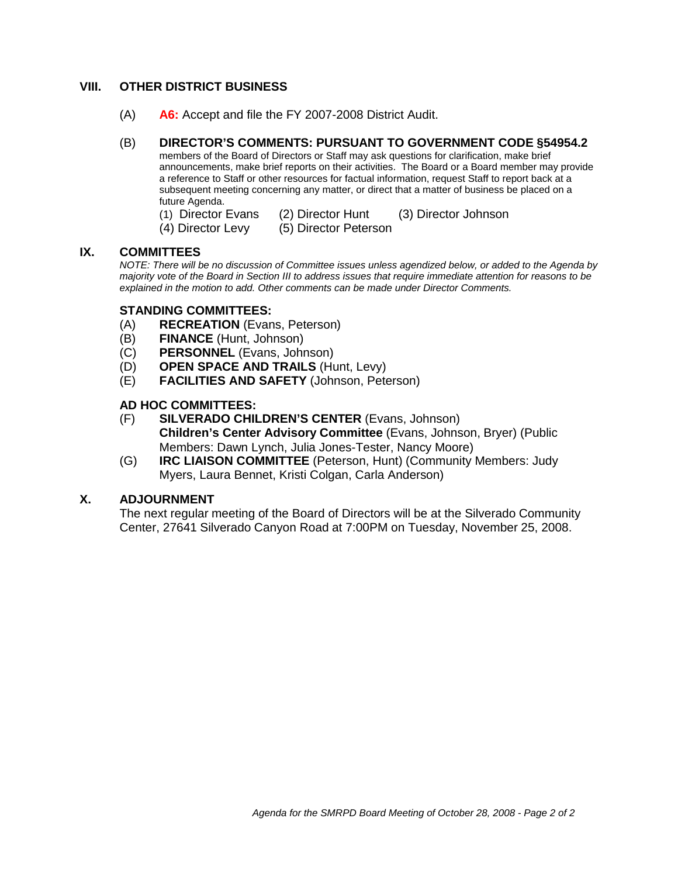## VIII. OTHER DISTRICT BUSINESS

(A) **A6:** Accept and file the FY 2007-2008 District Audit.

(B) **DIRECTOR'S COMMENTS: PURSUANT TO GOVERNMENT CODE §54954.2** members of the Board of Directors or Staff may ask questions for clarification, make brief announcements, make brief reports on their activities. The Board or a Board member may provide a reference to Staff or other resources for factual information, request Staff to report back at a subsequent meeting concerning any matter, or direct that a matter of business be placed on a future Agenda.

(1) Director Evans (2) Director Hunt (3) Director Johnson
(4) Director Levy (5) Director Peterson

## IX. COMMITTEES

*NOTE: There will be no discussion of Committee issues unless agendized below, or added to the Agenda by majority vote of the Board in Section III to address issues that require immediate attention for reasons to be explained in the motion to add. Other comments can be made under Director Comments.*

### STANDING COMMITTEES:

(A) **RECREATION** (Evans, Peterson)
(B) **FINANCE** (Hunt, Johnson)
(C) **PERSONNEL** (Evans, Johnson)
(D) **OPEN SPACE AND TRAILS** (Hunt, Levy)
(E) **FACILITIES AND SAFETY** (Johnson, Peterson)

### AD HOC COMMITTEES:

(F) **SILVERADO CHILDREN'S CENTER** (Evans, Johnson)
**Children's Center Advisory Committee** (Evans, Johnson, Bryer) (Public Members: Dawn Lynch, Julia Jones-Tester, Nancy Moore)
(G) **IRC LIAISON COMMITTEE** (Peterson, Hunt) (Community Members: Judy Myers, Laura Bennet, Kristi Colgan, Carla Anderson)

## X. ADJOURNMENT

The next regular meeting of the Board of Directors will be at the Silverado Community Center, 27641 Silverado Canyon Road at 7:00PM on Tuesday, November 25, 2008.